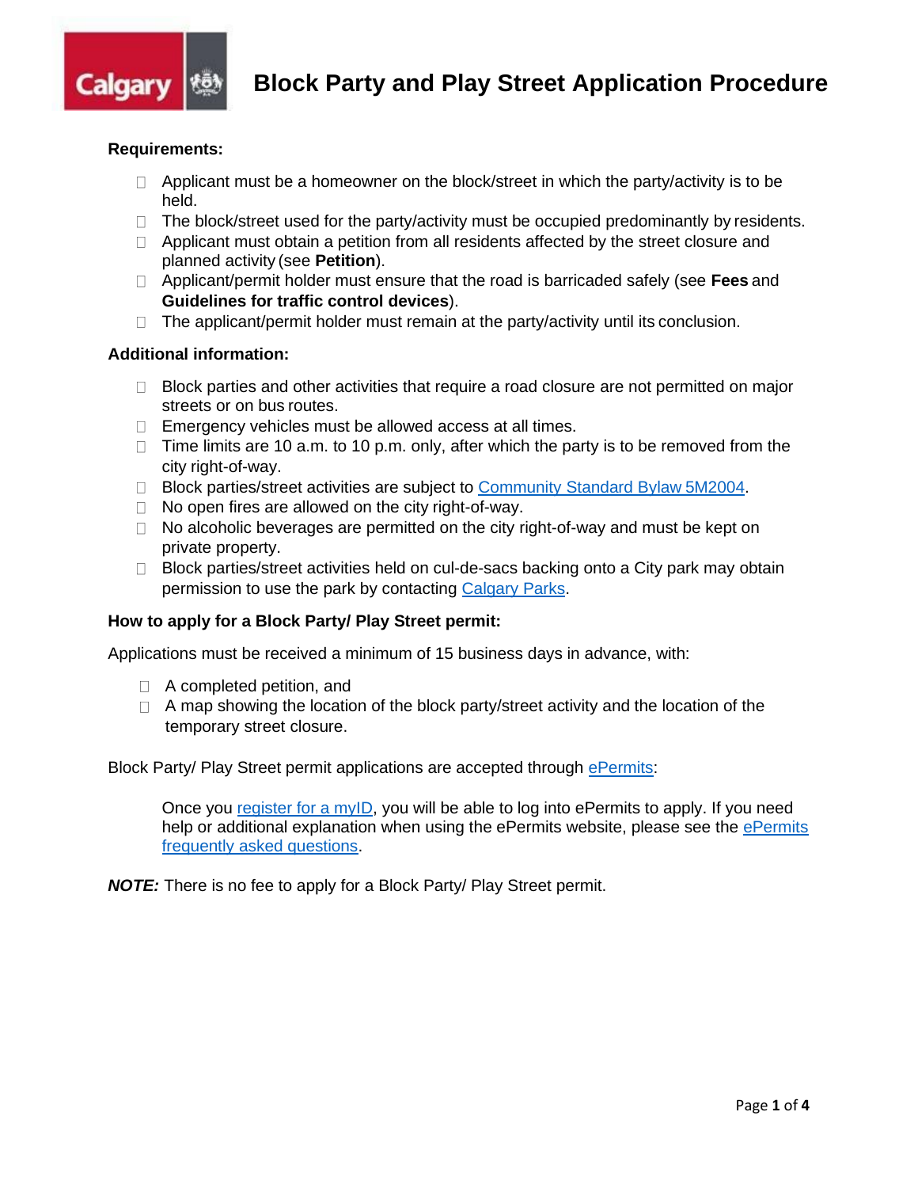# Block Party and Play Street Application Procedure

**Requirements:**

- Applicant must be a homeowner on the block/street in which the party/activity is to be held.
- The block/street used for the party/activity must be occupied predominantly by residents.
- Applicant must obtain a petition from all residents affected by the street closure and planned activity (see **Petition**).
- Applicant/permit holder must ensure that the road is barricaded safely (see **Fees** and **Guidelines for traffic control devices**).
- The applicant/permit holder must remain at the party/activity until its conclusion.

**Additional information:**

- Block parties and other activities that require a road closure are not permitted on major streets or on bus routes.
- Emergency vehicles must be allowed access at all times.
- Time limits are 10 a.m. to 10 p.m. only, after which the party is to be removed from the city right-of-way.
- Block parties/street activities are subject to Community Standard Bylaw 5M2004.
- No open fires are allowed on the city right-of-way.
- No alcoholic beverages are permitted on the city right-of-way and must be kept on private property.
- Block parties/street activities held on cul-de-sacs backing onto a City park may obtain permission to use the park by contacting Calgary Parks.

**How to apply for a Block Party/ Play Street permit:**

Applications must be received a minimum of 15 business days in advance, with:

- A completed petition, and
- A map showing the location of the block party/street activity and the location of the temporary street closure.

Block Party/ Play Street permit applications are accepted through ePermits:

> Once you register for a myID, you will be able to log into ePermits to apply. If you need help or additional explanation when using the ePermits website, please see the ePermits frequently asked questions.

***NOTE:*** There is no fee to apply for a Block Party/ Play Street permit.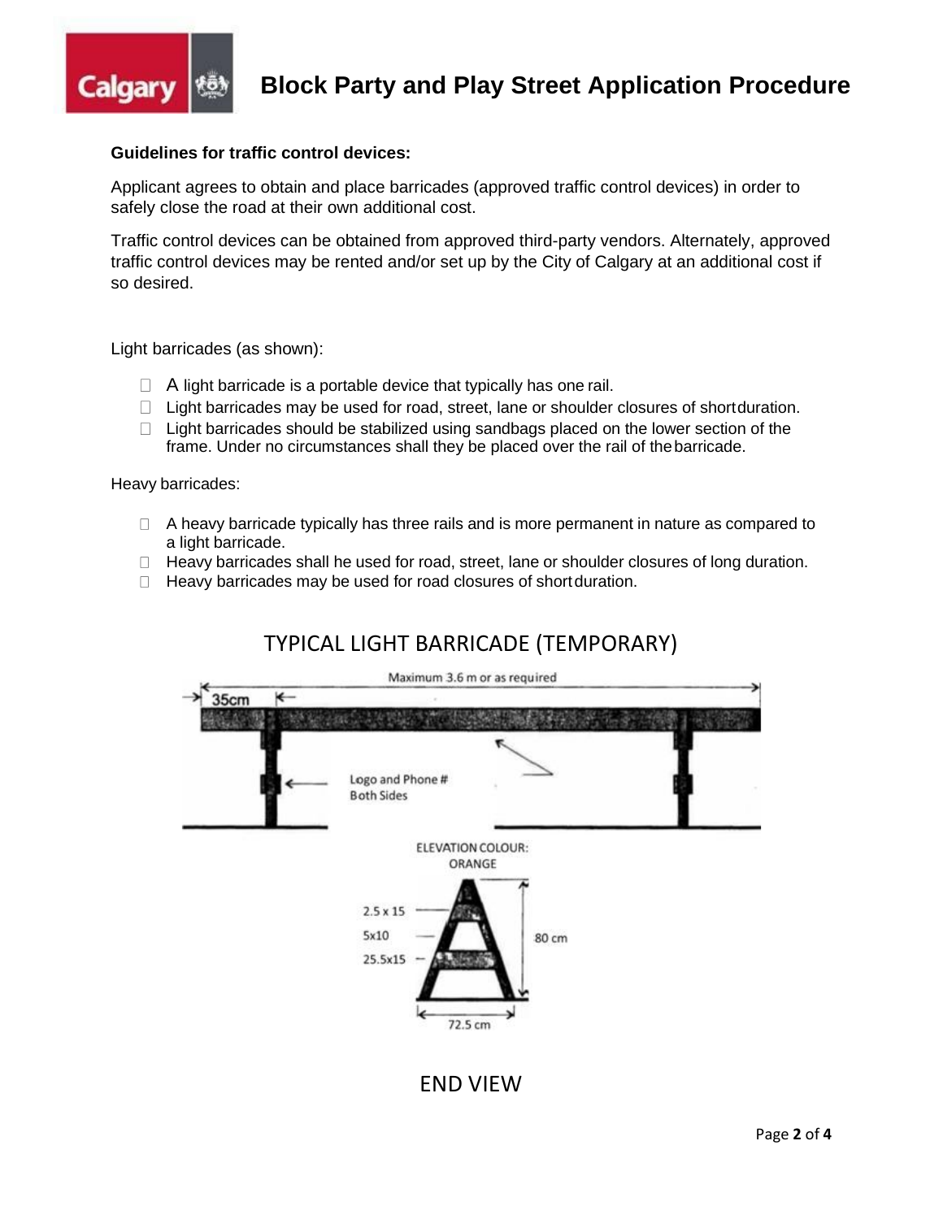**Guidelines for traffic control devices:**

Applicant agrees to obtain and place barricades (approved traffic control devices) in order to safely close the road at their own additional cost.

Traffic control devices can be obtained from approved third-party vendors. Alternately, approved traffic control devices may be rented and/or set up by the City of Calgary at an additional cost if so desired.

Light barricades (as shown):

- A light barricade is a portable device that typically has one rail.
- Light barricades may be used for road, street, lane or shoulder closures of short duration.
- Light barricades should be stabilized using sandbags placed on the lower section of the frame. Under no circumstances shall they be placed over the rail of the barricade.

Heavy barricades:

- A heavy barricade typically has three rails and is more permanent in nature as compared to a light barricade.
- Heavy barricades shall he used for road, street, lane or shoulder closures of long duration.
- Heavy barricades may be used for road closures of short duration.

## TYPICAL LIGHT BARRICADE (TEMPORARY)

Maximum 3.6 m or as required

35cm

Logo and Phone # Both Sides

ELEVATION COLOUR: ORANGE

2.5 x 15

5x10

25.5x15

80 cm

72.5 cm

## END VIEW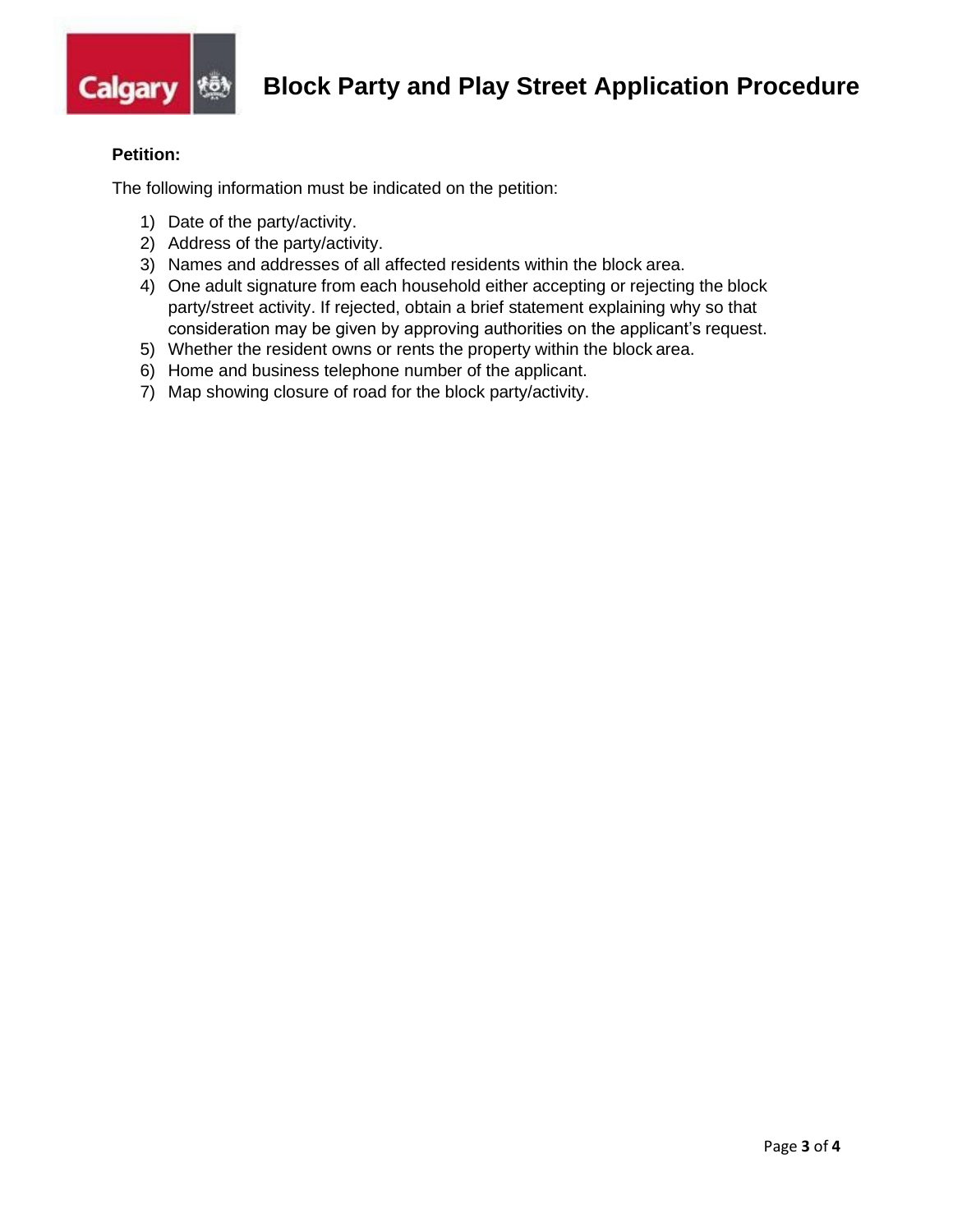**Petition:**

The following information must be indicated on the petition:

1) Date of the party/activity.
2) Address of the party/activity.
3) Names and addresses of all affected residents within the block area.
4) One adult signature from each household either accepting or rejecting the block party/street activity. If rejected, obtain a brief statement explaining why so that consideration may be given by approving authorities on the applicant's request.
5) Whether the resident owns or rents the property within the block area.
6) Home and business telephone number of the applicant.
7) Map showing closure of road for the block party/activity.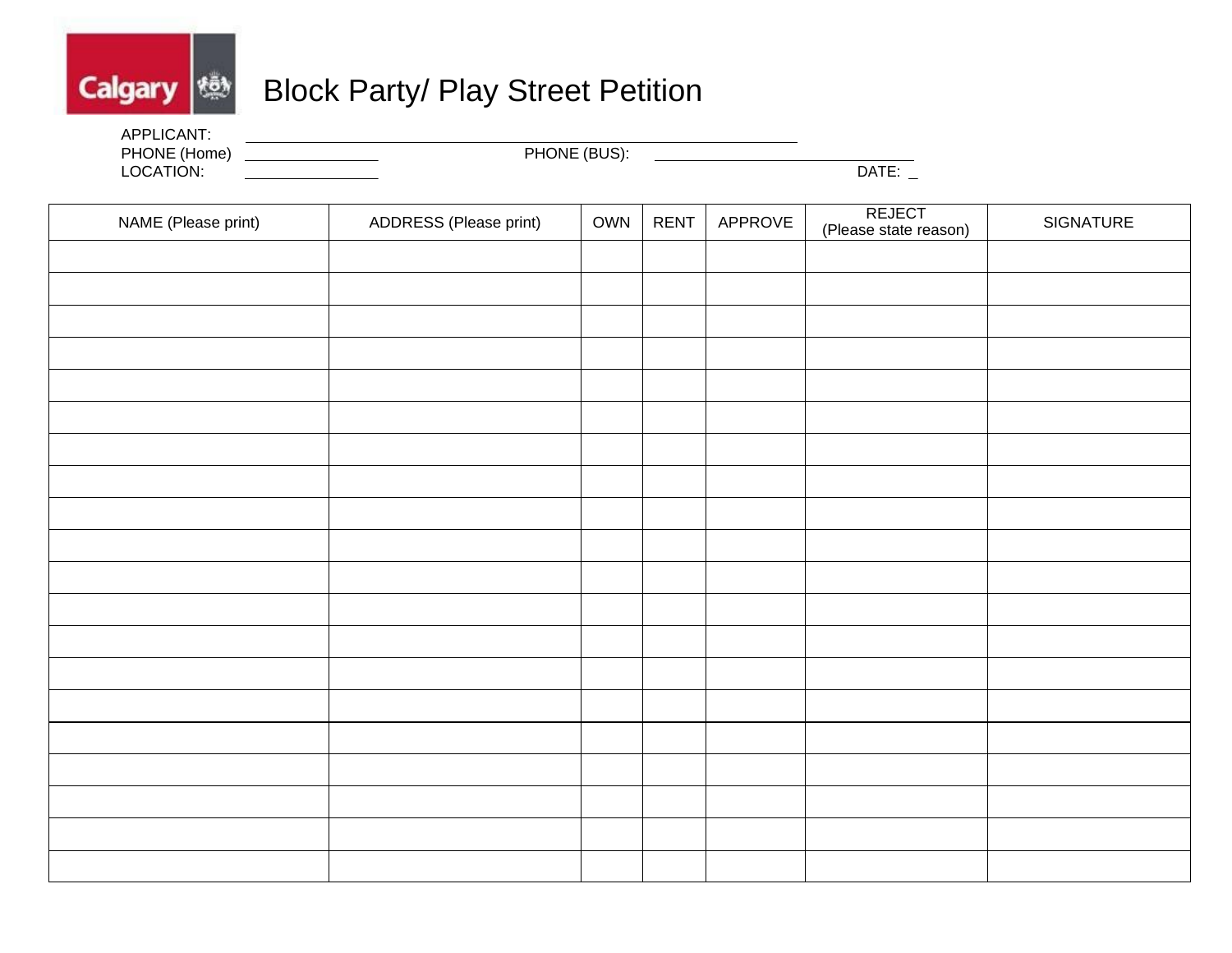# Block Party/ Play Street Petition

APPLICANT: ____________________________________________

PHONE (Home) ______________ PHONE (BUS): ____________________________

LOCATION: ______________ DATE: _

| NAME (Please print) | ADDRESS (Please print) | OWN | RENT | APPROVE | REJECT (Please state reason) | SIGNATURE |
|---|---|---|---|---|---|---|
| | | | | | | |
| | | | | | | |
| | | | | | | |
| | | | | | | |
| | | | | | | |
| | | | | | | |
| | | | | | | |
| | | | | | | |
| | | | | | | |
| | | | | | | |
| | | | | | | |
| | | | | | | |
| | | | | | | |
| | | | | | | |
| | | | | | | |
| | | | | | | |
| | | | | | | |
| | | | | | | |
| | | | | | | |
| | | | | | | |